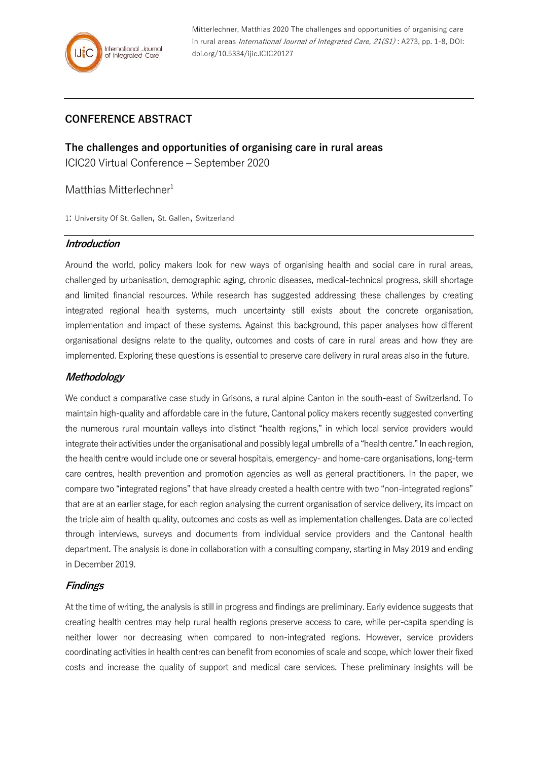Mitterlechner, Matthias 2020 The challenges and opportunities of organising care in rural areas *International Journal of Integrated Care, 21(S1)* : A273, pp. 1-8, DOI: doi.org/10.5334/ijic.ICIC20127

## CONFERENCE ABSTRACT

# The challenges and opportunities of organising care in rural areas

ICIC20 Virtual Conference – September 2020

Matthias Mitterlechner[1]

1: University Of St. Gallen, St. Gallen, Switzerland

## *Introduction*

Around the world, policy makers look for new ways of organising health and social care in rural areas, challenged by urbanisation, demographic aging, chronic diseases, medical-technical progress, skill shortage and limited financial resources. While research has suggested addressing these challenges by creating integrated regional health systems, much uncertainty still exists about the concrete organisation, implementation and impact of these systems. Against this background, this paper analyses how different organisational designs relate to the quality, outcomes and costs of care in rural areas and how they are implemented. Exploring these questions is essential to preserve care delivery in rural areas also in the future.

## *Methodology*

We conduct a comparative case study in Grisons, a rural alpine Canton in the south-east of Switzerland. To maintain high-quality and affordable care in the future, Cantonal policy makers recently suggested converting the numerous rural mountain valleys into distinct "health regions," in which local service providers would integrate their activities under the organisational and possibly legal umbrella of a "health centre." In each region, the health centre would include one or several hospitals, emergency- and home-care organisations, long-term care centres, health prevention and promotion agencies as well as general practitioners. In the paper, we compare two "integrated regions" that have already created a health centre with two "non-integrated regions" that are at an earlier stage, for each region analysing the current organisation of service delivery, its impact on the triple aim of health quality, outcomes and costs as well as implementation challenges. Data are collected through interviews, surveys and documents from individual service providers and the Cantonal health department. The analysis is done in collaboration with a consulting company, starting in May 2019 and ending in December 2019.

## *Findings*

At the time of writing, the analysis is still in progress and findings are preliminary. Early evidence suggests that creating health centres may help rural health regions preserve access to care, while per-capita spending is neither lower nor decreasing when compared to non-integrated regions. However, service providers coordinating activities in health centres can benefit from economies of scale and scope, which lower their fixed costs and increase the quality of support and medical care services. These preliminary insights will be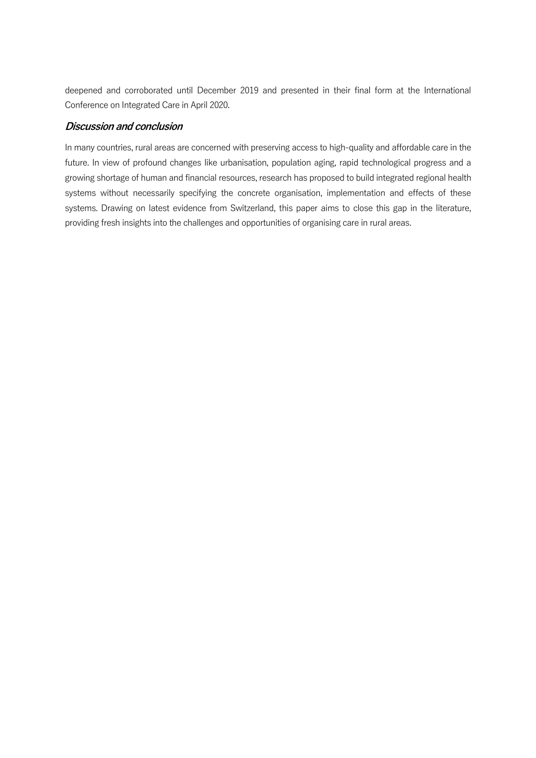deepened and corroborated until December 2019 and presented in their final form at the International Conference on Integrated Care in April 2020.

### *Discussion and conclusion*

In many countries, rural areas are concerned with preserving access to high-quality and affordable care in the future. In view of profound changes like urbanisation, population aging, rapid technological progress and a growing shortage of human and financial resources, research has proposed to build integrated regional health systems without necessarily specifying the concrete organisation, implementation and effects of these systems. Drawing on latest evidence from Switzerland, this paper aims to close this gap in the literature, providing fresh insights into the challenges and opportunities of organising care in rural areas.